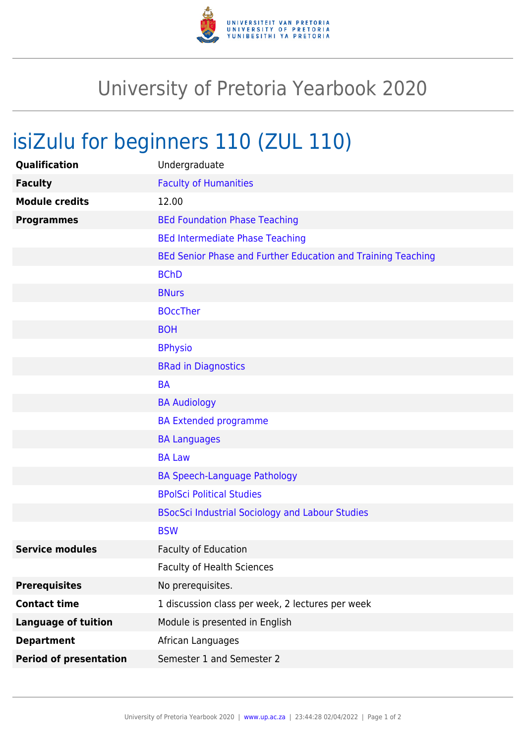# University of Pretoria Yearbook 2020

## isiZulu for beginners 110 (ZUL 110)

| | |
|---|---|
| **Qualification** | Undergraduate |
| **Faculty** | Faculty of Humanities |
| **Module credits** | 12.00 |
| **Programmes** | BEd Foundation Phase Teaching |
| | BEd Intermediate Phase Teaching |
| | BEd Senior Phase and Further Education and Training Teaching |
| | BChD |
| | BNurs |
| | BOccTher |
| | BOH |
| | BPhysio |
| | BRad in Diagnostics |
| | BA |
| | BA Audiology |
| | BA Extended programme |
| | BA Languages |
| | BA Law |
| | BA Speech-Language Pathology |
| | BPolSci Political Studies |
| | BSocSci Industrial Sociology and Labour Studies |
| | BSW |
| **Service modules** | Faculty of Education |
| | Faculty of Health Sciences |
| **Prerequisites** | No prerequisites. |
| **Contact time** | 1 discussion class per week, 2 lectures per week |
| **Language of tuition** | Module is presented in English |
| **Department** | African Languages |
| **Period of presentation** | Semester 1 and Semester 2 |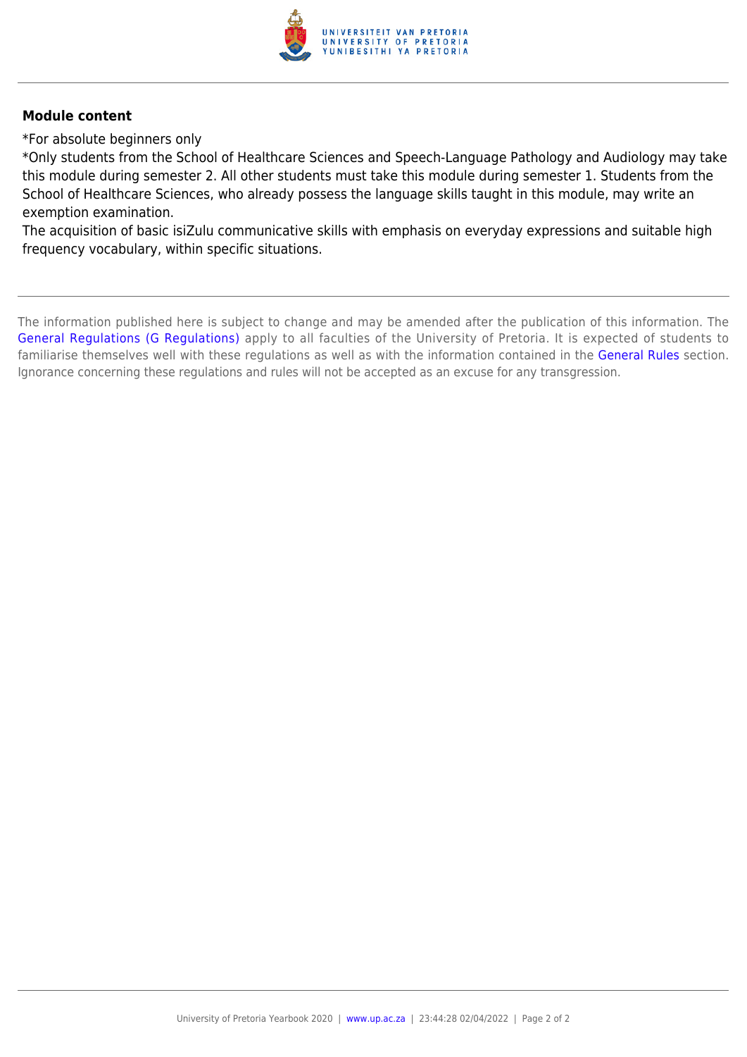**Module content**

*For absolute beginners only

*Only students from the School of Healthcare Sciences and Speech-Language Pathology and Audiology may take this module during semester 2. All other students must take this module during semester 1. Students from the School of Healthcare Sciences, who already possess the language skills taught in this module, may write an exemption examination.

The acquisition of basic isiZulu communicative skills with emphasis on everyday expressions and suitable high frequency vocabulary, within specific situations.

---

The information published here is subject to change and may be amended after the publication of this information. The General Regulations (G Regulations) apply to all faculties of the University of Pretoria. It is expected of students to familiarise themselves well with these regulations as well as with the information contained in the General Rules section. Ignorance concerning these regulations and rules will not be accepted as an excuse for any transgression.